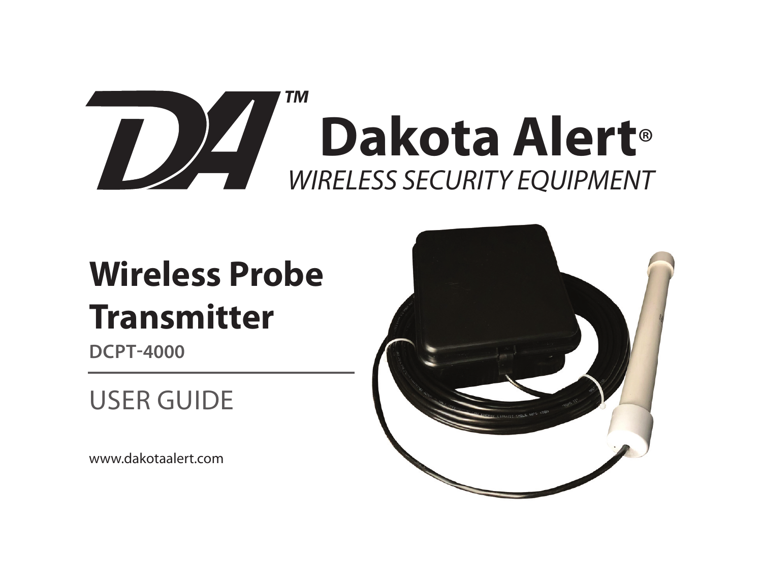# DA™ Dakota Alert®

*WIRELESS SECURITY EQUIPMENT*

## Wireless Probe Transmitter

**DCPT-4000**

USER GUIDE

www.dakotaalert.com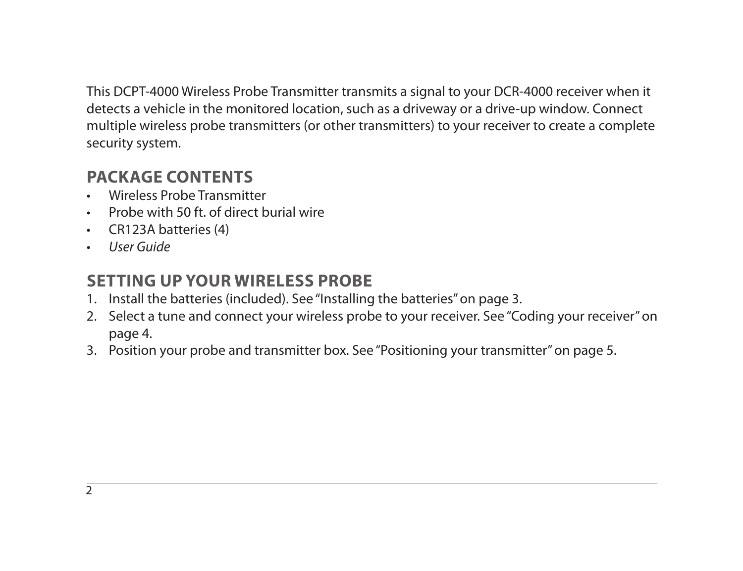This DCPT-4000 Wireless Probe Transmitter transmits a signal to your DCR-4000 receiver when it detects a vehicle in the monitored location, such as a driveway or a drive-up window. Connect multiple wireless probe transmitters (or other transmitters) to your receiver to create a complete security system.

## PACKAGE CONTENTS

- Wireless Probe Transmitter
- Probe with 50 ft. of direct burial wire
- CR123A batteries (4)
- *User Guide*

## SETTING UP YOUR WIRELESS PROBE

1. Install the batteries (included). See "Installing the batteries" on page 3.
2. Select a tune and connect your wireless probe to your receiver. See "Coding your receiver" on page 4.
3. Position your probe and transmitter box. See "Positioning your transmitter" on page 5.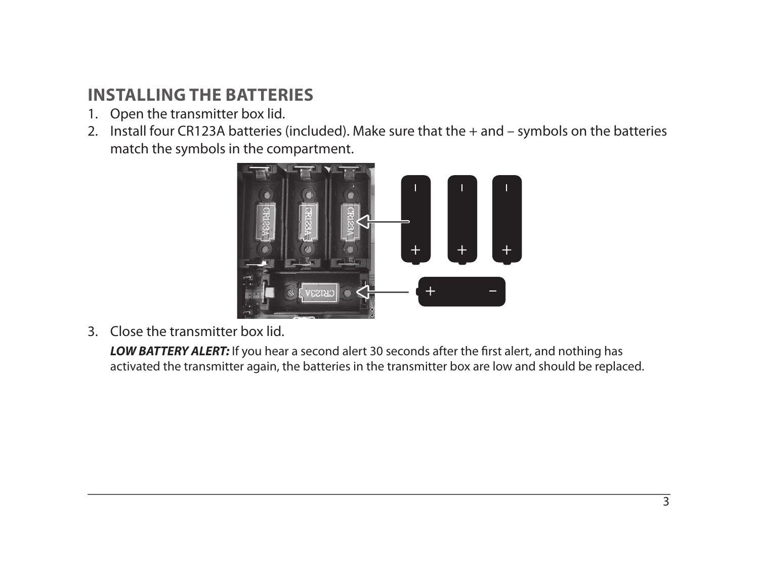## INSTALLING THE BATTERIES

1. Open the transmitter box lid.
2. Install four CR123A batteries (included). Make sure that the + and – symbols on the batteries match the symbols in the compartment.
3. Close the transmitter box lid.

   ***LOW BATTERY ALERT:*** If you hear a second alert 30 seconds after the first alert, and nothing has activated the transmitter again, the batteries in the transmitter box are low and should be replaced.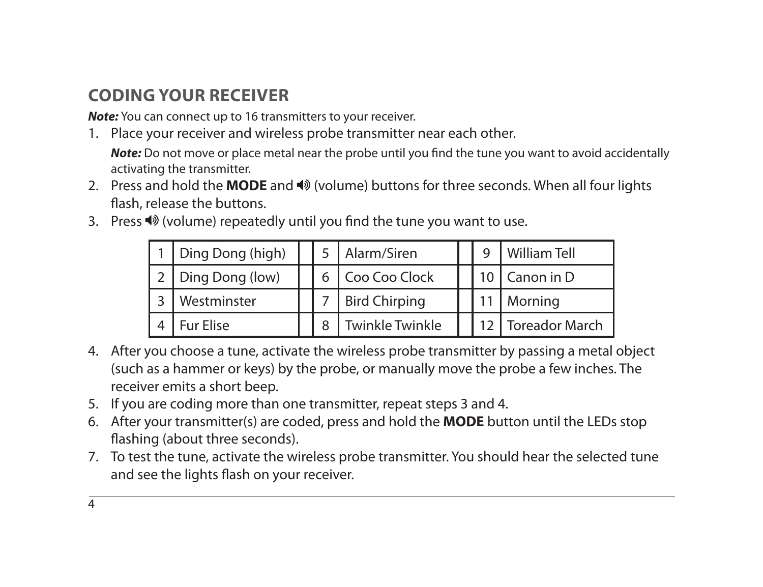## CODING YOUR RECEIVER

***Note:*** You can connect up to 16 transmitters to your receiver.

1. Place your receiver and wireless probe transmitter near each other.

   ***Note:*** Do not move or place metal near the probe until you find the tune you want to avoid accidentally activating the transmitter.

2. Press and hold the **MODE** and 🔊 (volume) buttons for three seconds. When all four lights flash, release the buttons.
3. Press 🔊 (volume) repeatedly until you find the tune you want to use.

| | | | | | | | |
|---|---|---|---|---|---|---|---|
| 1 | Ding Dong (high) | | 5 | Alarm/Siren | | 9 | William Tell |
| 2 | Ding Dong (low) | | 6 | Coo Coo Clock | | 10 | Canon in D |
| 3 | Westminster | | 7 | Bird Chirping | | 11 | Morning |
| 4 | Fur Elise | | 8 | Twinkle Twinkle | | 12 | Toreador March |

4. After you choose a tune, activate the wireless probe transmitter by passing a metal object (such as a hammer or keys) by the probe, or manually move the probe a few inches. The receiver emits a short beep.
5. If you are coding more than one transmitter, repeat steps 3 and 4.
6. After your transmitter(s) are coded, press and hold the **MODE** button until the LEDs stop flashing (about three seconds).
7. To test the tune, activate the wireless probe transmitter. You should hear the selected tune and see the lights flash on your receiver.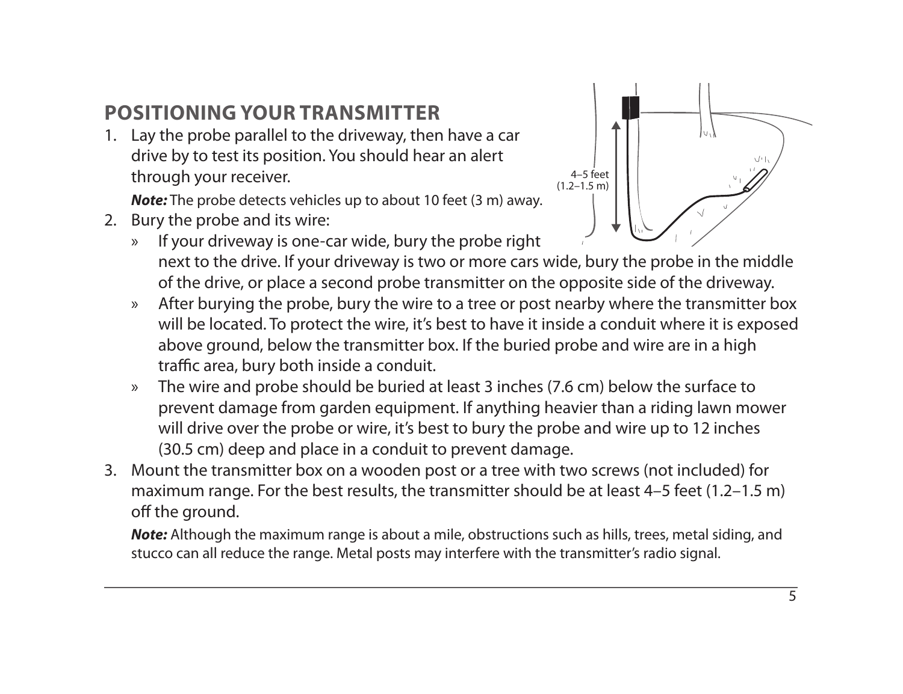## POSITIONING YOUR TRANSMITTER

1. Lay the probe parallel to the driveway, then have a car drive by to test its position. You should hear an alert through your receiver.

   ***Note:*** The probe detects vehicles up to about 10 feet (3 m) away.

2. Bury the probe and its wire:
   » If your driveway is one-car wide, bury the probe right next to the drive. If your driveway is two or more cars wide, bury the probe in the middle of the drive, or place a second probe transmitter on the opposite side of the driveway.
   » After burying the probe, bury the wire to a tree or post nearby where the transmitter box will be located. To protect the wire, it's best to have it inside a conduit where it is exposed above ground, below the transmitter box. If the buried probe and wire are in a high traffic area, bury both inside a conduit.
   » The wire and probe should be buried at least 3 inches (7.6 cm) below the surface to prevent damage from garden equipment. If anything heavier than a riding lawn mower will drive over the probe or wire, it's best to bury the probe and wire up to 12 inches (30.5 cm) deep and place in a conduit to prevent damage.

3. Mount the transmitter box on a wooden post or a tree with two screws (not included) for maximum range. For the best results, the transmitter should be at least 4–5 feet (1.2–1.5 m) off the ground.

   ***Note:*** Although the maximum range is about a mile, obstructions such as hills, trees, metal siding, and stucco can all reduce the range. Metal posts may interfere with the transmitter's radio signal.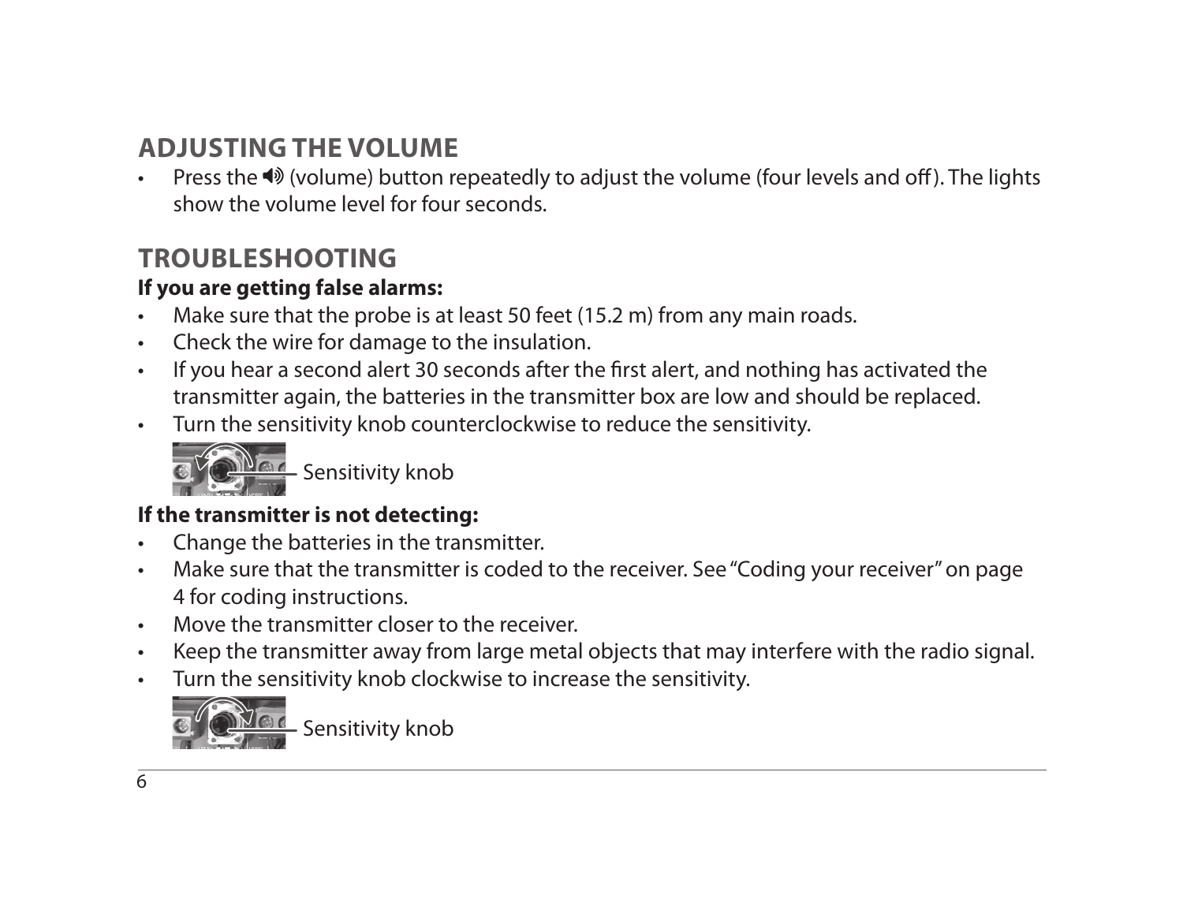## ADJUSTING THE VOLUME

- Press the 🔊 (volume) button repeatedly to adjust the volume (four levels and off). The lights show the volume level for four seconds.

## TROUBLESHOOTING

**If you are getting false alarms:**

- Make sure that the probe is at least 50 feet (15.2 m) from any main roads.
- Check the wire for damage to the insulation.
- If you hear a second alert 30 seconds after the first alert, and nothing has activated the transmitter again, the batteries in the transmitter box are low and should be replaced.
- Turn the sensitivity knob counterclockwise to reduce the sensitivity.

Sensitivity knob

**If the transmitter is not detecting:**

- Change the batteries in the transmitter.
- Make sure that the transmitter is coded to the receiver. See "Coding your receiver" on page 4 for coding instructions.
- Move the transmitter closer to the receiver.
- Keep the transmitter away from large metal objects that may interfere with the radio signal.
- Turn the sensitivity knob clockwise to increase the sensitivity.

Sensitivity knob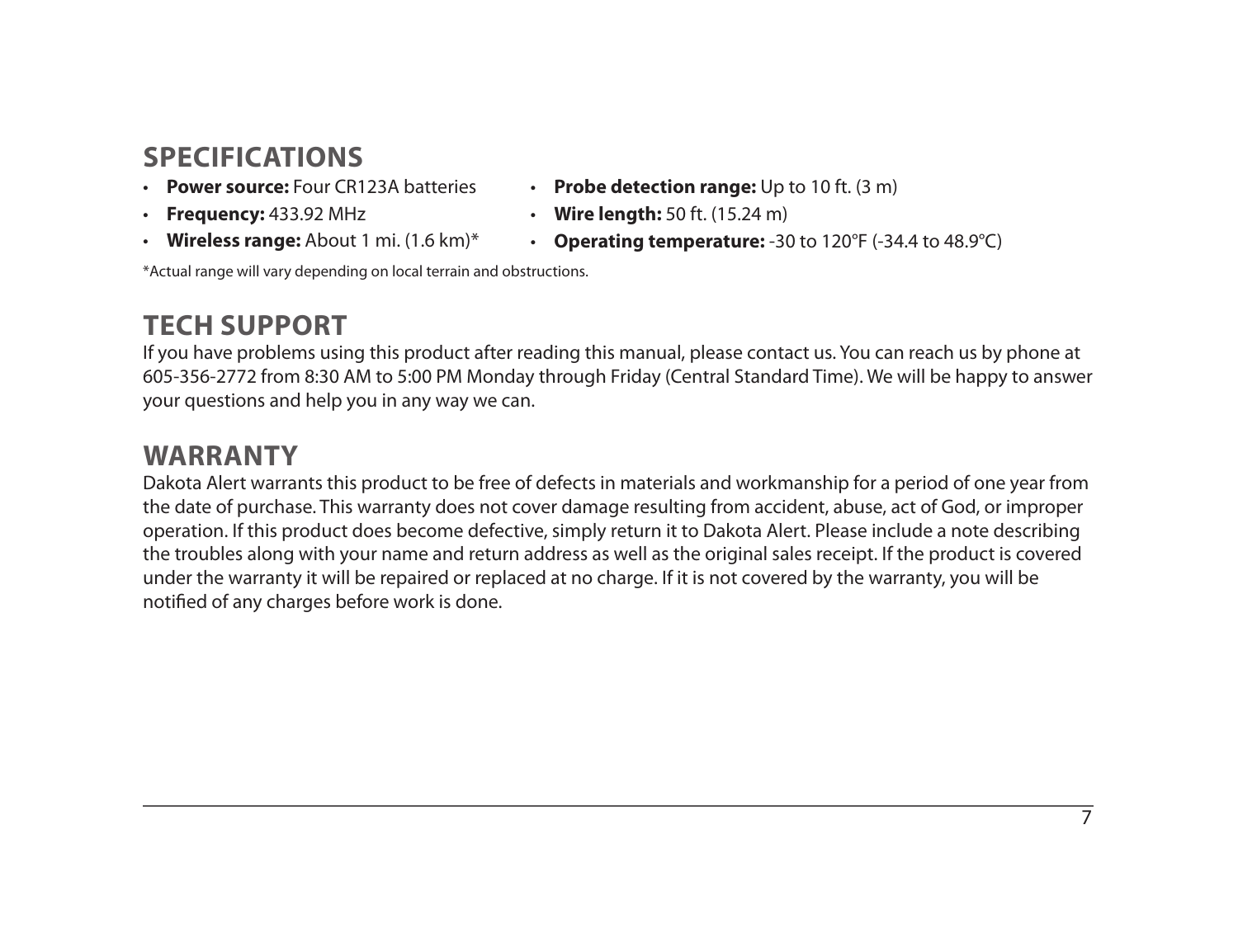## SPECIFICATIONS

- **Power source:** Four CR123A batteries
- **Frequency:** 433.92 MHz
- **Wireless range:** About 1 mi. (1.6 km)*
- **Probe detection range:** Up to 10 ft. (3 m)
- **Wire length:** 50 ft. (15.24 m)
- **Operating temperature:** -30 to 120°F (-34.4 to 48.9°C)

*Actual range will vary depending on local terrain and obstructions.

## TECH SUPPORT

If you have problems using this product after reading this manual, please contact us. You can reach us by phone at 605-356-2772 from 8:30 AM to 5:00 PM Monday through Friday (Central Standard Time). We will be happy to answer your questions and help you in any way we can.

## WARRANTY

Dakota Alert warrants this product to be free of defects in materials and workmanship for a period of one year from the date of purchase. This warranty does not cover damage resulting from accident, abuse, act of God, or improper operation. If this product does become defective, simply return it to Dakota Alert. Please include a note describing the troubles along with your name and return address as well as the original sales receipt. If the product is covered under the warranty it will be repaired or replaced at no charge. If it is not covered by the warranty, you will be notified of any charges before work is done.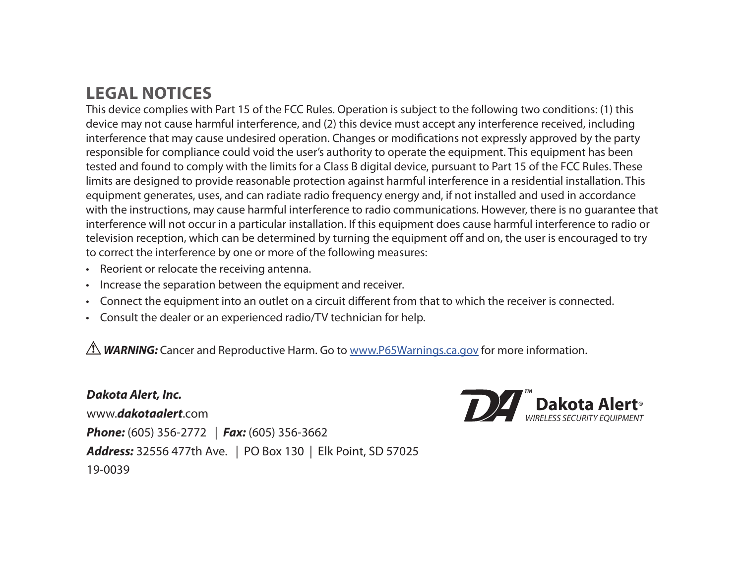# LEGAL NOTICES

This device complies with Part 15 of the FCC Rules. Operation is subject to the following two conditions: (1) this device may not cause harmful interference, and (2) this device must accept any interference received, including interference that may cause undesired operation. Changes or modifications not expressly approved by the party responsible for compliance could void the user's authority to operate the equipment. This equipment has been tested and found to comply with the limits for a Class B digital device, pursuant to Part 15 of the FCC Rules. These limits are designed to provide reasonable protection against harmful interference in a residential installation. This equipment generates, uses, and can radiate radio frequency energy and, if not installed and used in accordance with the instructions, may cause harmful interference to radio communications. However, there is no guarantee that interference will not occur in a particular installation. If this equipment does cause harmful interference to radio or television reception, which can be determined by turning the equipment off and on, the user is encouraged to try to correct the interference by one or more of the following measures:

- Reorient or relocate the receiving antenna.
- Increase the separation between the equipment and receiver.
- Connect the equipment into an outlet on a circuit different from that to which the receiver is connected.
- Consult the dealer or an experienced radio/TV technician for help.

⚠ ***WARNING:*** Cancer and Reproductive Harm. Go to www.P65Warnings.ca.gov for more information.

***Dakota Alert, Inc.***

www.***dakotaalert***.com

***Phone:*** (605) 356-2772 | ***Fax:*** (605) 356-3662

***Address:*** 32556 477th Ave. | PO Box 130 | Elk Point, SD 57025

19-0039

DA™ Dakota Alert®
*WIRELESS SECURITY EQUIPMENT*